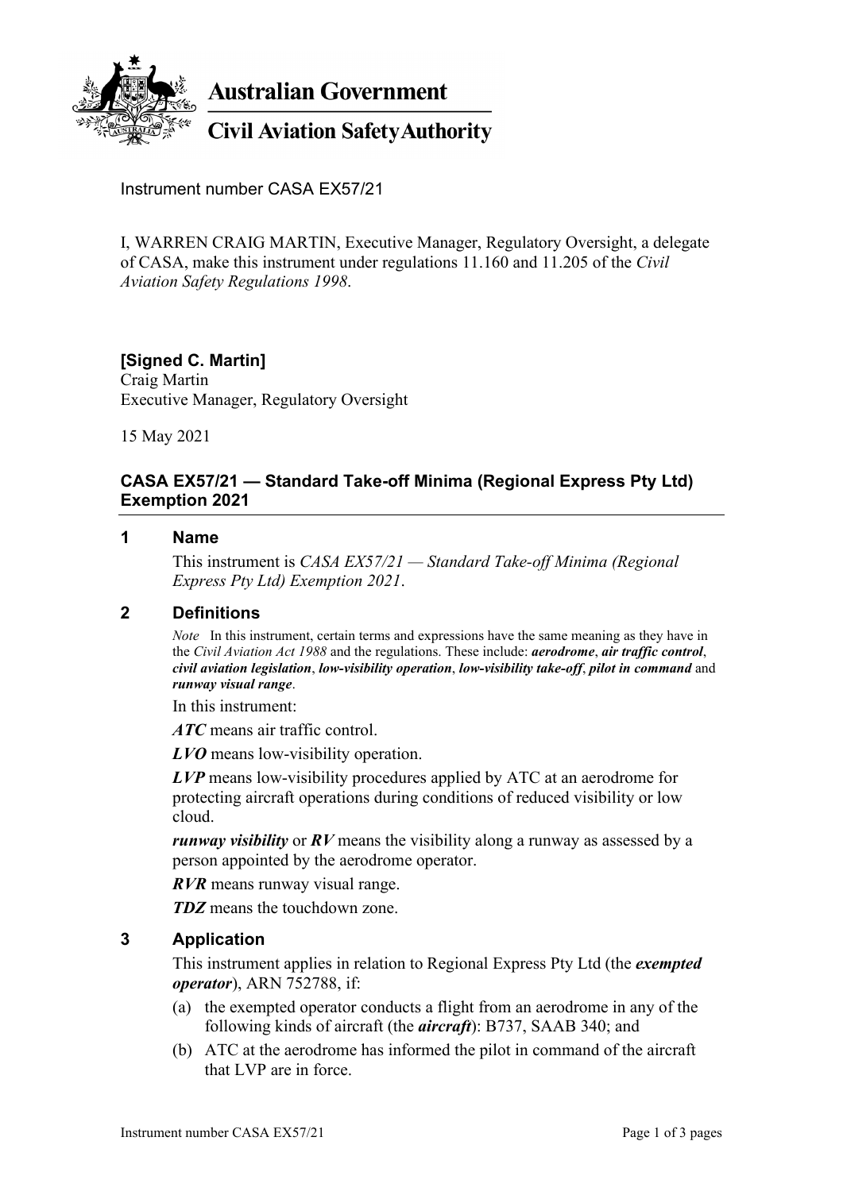**Australian Government**

**Civil Aviation Safety Authority**

Instrument number CASA EX57/21

I, WARREN CRAIG MARTIN, Executive Manager, Regulatory Oversight, a delegate of CASA, make this instrument under regulations 11.160 and 11.205 of the *Civil Aviation Safety Regulations 1998*.

**[Signed C. Martin]**
Craig Martin
Executive Manager, Regulatory Oversight

15 May 2021

## CASA EX57/21 — Standard Take-off Minima (Regional Express Pty Ltd) Exemption 2021

### 1 Name

This instrument is *CASA EX57/21 — Standard Take-off Minima (Regional Express Pty Ltd) Exemption 2021*.

### 2 Definitions

*Note* In this instrument, certain terms and expressions have the same meaning as they have in the *Civil Aviation Act 1988* and the regulations. These include: ***aerodrome***, ***air traffic control***, ***civil aviation legislation***, ***low-visibility operation***, ***low-visibility take-off***, ***pilot in command*** and ***runway visual range***.

In this instrument:

***ATC*** means air traffic control.

***LVO*** means low-visibility operation.

***LVP*** means low-visibility procedures applied by ATC at an aerodrome for protecting aircraft operations during conditions of reduced visibility or low cloud.

***runway visibility*** or ***RV*** means the visibility along a runway as assessed by a person appointed by the aerodrome operator.

***RVR*** means runway visual range.

***TDZ*** means the touchdown zone.

### 3 Application

This instrument applies in relation to Regional Express Pty Ltd (the ***exempted operator***), ARN 752788, if:

(a) the exempted operator conducts a flight from an aerodrome in any of the following kinds of aircraft (the ***aircraft***): B737, SAAB 340; and

(b) ATC at the aerodrome has informed the pilot in command of the aircraft that LVP are in force.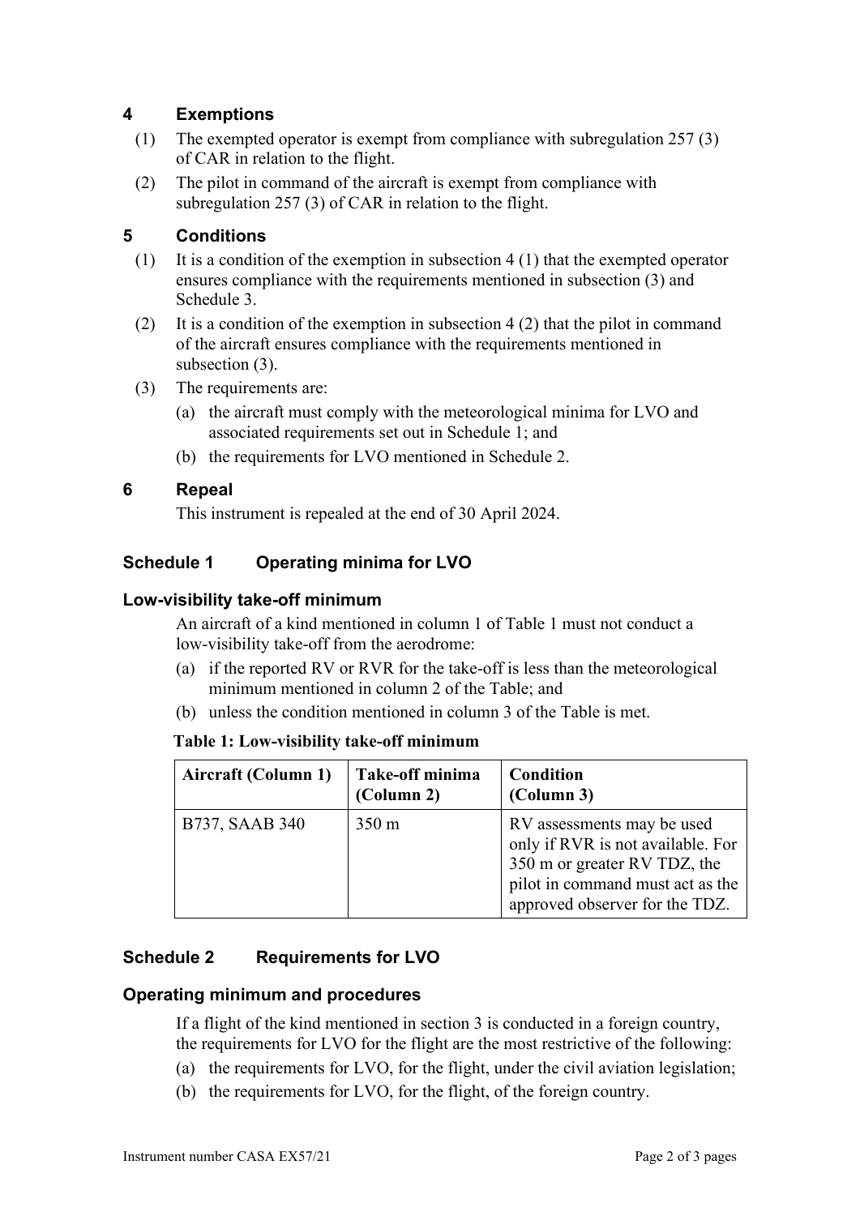## 4 Exemptions

(1) The exempted operator is exempt from compliance with subregulation 257 (3) of CAR in relation to the flight.

(2) The pilot in command of the aircraft is exempt from compliance with subregulation 257 (3) of CAR in relation to the flight.

## 5 Conditions

(1) It is a condition of the exemption in subsection 4 (1) that the exempted operator ensures compliance with the requirements mentioned in subsection (3) and Schedule 3.

(2) It is a condition of the exemption in subsection 4 (2) that the pilot in command of the aircraft ensures compliance with the requirements mentioned in subsection (3).

(3) The requirements are:

(a) the aircraft must comply with the meteorological minima for LVO and associated requirements set out in Schedule 1; and

(b) the requirements for LVO mentioned in Schedule 2.

## 6 Repeal

This instrument is repealed at the end of 30 April 2024.

## Schedule 1 Operating minima for LVO

### Low-visibility take-off minimum

An aircraft of a kind mentioned in column 1 of Table 1 must not conduct a low-visibility take-off from the aerodrome:

(a) if the reported RV or RVR for the take-off is less than the meteorological minimum mentioned in column 2 of the Table; and

(b) unless the condition mentioned in column 3 of the Table is met.

**Table 1: Low-visibility take-off minimum**

| Aircraft (Column 1) | Take-off minima (Column 2) | Condition (Column 3) |
|---|---|---|
| B737, SAAB 340 | 350 m | RV assessments may be used only if RVR is not available. For 350 m or greater RV TDZ, the pilot in command must act as the approved observer for the TDZ. |

## Schedule 2 Requirements for LVO

### Operating minimum and procedures

If a flight of the kind mentioned in section 3 is conducted in a foreign country, the requirements for LVO for the flight are the most restrictive of the following:

(a) the requirements for LVO, for the flight, under the civil aviation legislation;

(b) the requirements for LVO, for the flight, of the foreign country.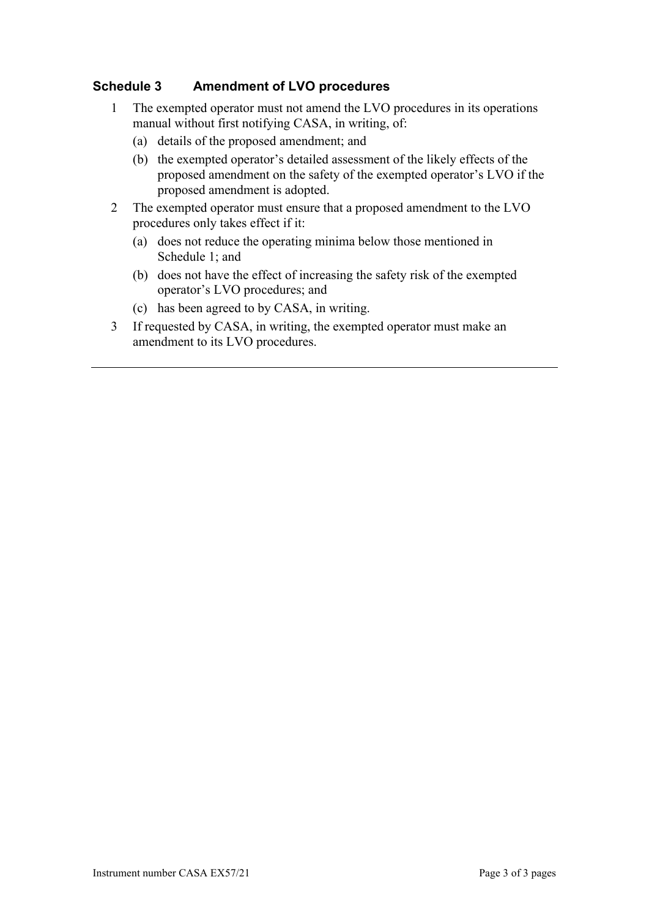## Schedule 3 Amendment of LVO procedures

1 The exempted operator must not amend the LVO procedures in its operations manual without first notifying CASA, in writing, of:

(a) details of the proposed amendment; and

(b) the exempted operator's detailed assessment of the likely effects of the proposed amendment on the safety of the exempted operator's LVO if the proposed amendment is adopted.

2 The exempted operator must ensure that a proposed amendment to the LVO procedures only takes effect if it:

(a) does not reduce the operating minima below those mentioned in Schedule 1; and

(b) does not have the effect of increasing the safety risk of the exempted operator's LVO procedures; and

(c) has been agreed to by CASA, in writing.

3 If requested by CASA, in writing, the exempted operator must make an amendment to its LVO procedures.

---